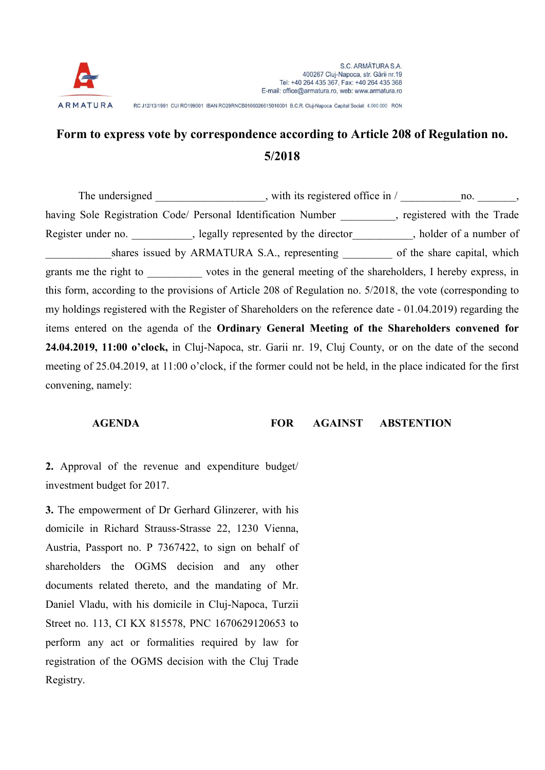S.C. ARMĂTURA S.A.
400267 Cluj-Napoca, str. Gării nr.19
Tel: +40 264 435 367, Fax: +40 264 435 368
E-mail: office@armatura.ro, web: www.armatura.ro

ARMATURA

RC J12/13/1991 CUI RO199001 IBAN RO29RNCB0106026615010001 B.C.R. Cluj-Napoca Capital Social: 4.000.000 RON

# Form to express vote by correspondence according to Article 208 of Regulation no. 5/2018

The undersigned ___________________, with its registered office in / ___________no. _______, having Sole Registration Code/ Personal Identification Number __________, registered with the Trade Register under no. ___________, legally represented by the director___________, holder of a number of ____________shares issued by ARMATURA S.A., representing _________ of the share capital, which grants me the right to __________ votes in the general meeting of the shareholders, I hereby express, in this form, according to the provisions of Article 208 of Regulation no. 5/2018, the vote (corresponding to my holdings registered with the Register of Shareholders on the reference date - 01.04.2019) regarding the items entered on the agenda of the **Ordinary General Meeting of the Shareholders convened for 24.04.2019, 11:00 o'clock,** in Cluj-Napoca, str. Garii nr. 19, Cluj County, or on the date of the second meeting of 25.04.2019, at 11:00 o'clock, if the former could not be held, in the place indicated for the first convening, namely:

| AGENDA | FOR | AGAINST | ABSTENTION |
|---|---|---|---|
| **2.** Approval of the revenue and expenditure budget/ investment budget for 2017. | | | |
| **3.** The empowerment of Dr Gerhard Glinzerer, with his domicile in Richard Strauss-Strasse 22, 1230 Vienna, Austria, Passport no. P 7367422, to sign on behalf of shareholders the OGMS decision and any other documents related thereto, and the mandating of Mr. Daniel Vladu, with his domicile in Cluj-Napoca, Turzii Street no. 113, CI KX 815578, PNC 1670629120653 to perform any act or formalities required by law for registration of the OGMS decision with the Cluj Trade Registry. | | | |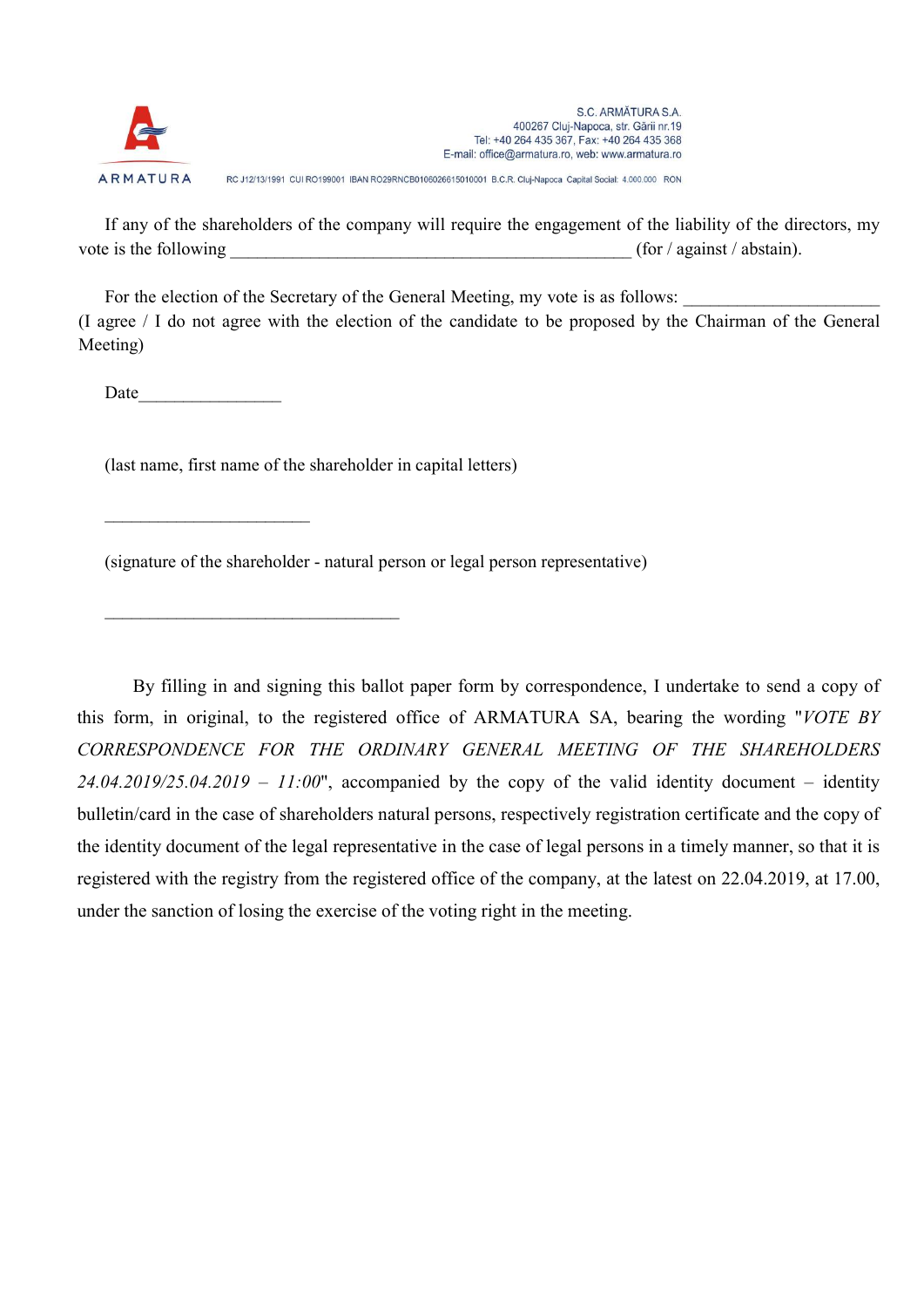If any of the shareholders of the company will require the engagement of the liability of the directors, my vote is the following _______________________________________________ (for / against / abstain).

For the election of the Secretary of the General Meeting, my vote is as follows: ______________________ (I agree / I do not agree with the election of the candidate to be proposed by the Chairman of the General Meeting)

Date________________

(last name, first name of the shareholder in capital letters)

________________________

(signature of the shareholder - natural person or legal person representative)

__________________________________

By filling in and signing this ballot paper form by correspondence, I undertake to send a copy of this form, in original, to the registered office of ARMATURA SA, bearing the wording "*VOTE BY CORRESPONDENCE FOR THE ORDINARY GENERAL MEETING OF THE SHAREHOLDERS 24.04.2019/25.04.2019 – 11:00*", accompanied by the copy of the valid identity document – identity bulletin/card in the case of shareholders natural persons, respectively registration certificate and the copy of the identity document of the legal representative in the case of legal persons in a timely manner, so that it is registered with the registry from the registered office of the company, at the latest on 22.04.2019, at 17.00, under the sanction of losing the exercise of the voting right in the meeting.